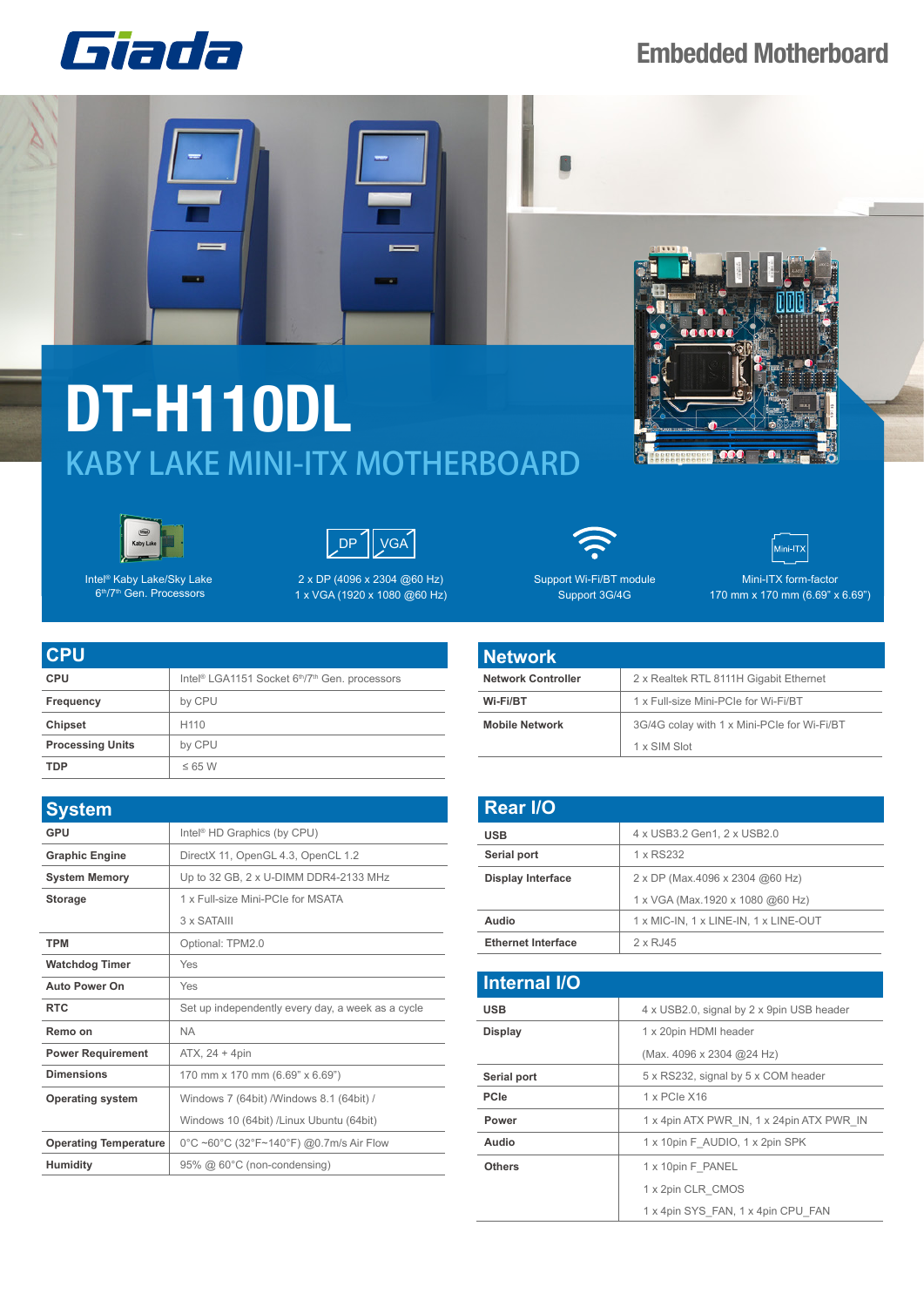Giada

Embedded Motherboard

# DT-H110DL

## KABY LAKE MINI-ITX MOTHERBOARD

Intel® Kaby Lake/Sky Lake 6th/7th Gen. Processors

2 x DP (4096 x 2304 @60 Hz)
1 x VGA (1920 x 1080 @60 Hz)

Support Wi-Fi/BT module
Support 3G/4G

Mini-ITX form-factor
170 mm x 170 mm (6.69" x 6.69")

## CPU

| | |
|---|---|
| **CPU** | Intel® LGA1151 Socket 6th/7th Gen. processors |
| **Frequency** | by CPU |
| **Chipset** | H110 |
| **Processing Units** | by CPU |
| **TDP** | ≤ 65 W |

## System

| | |
|---|---|
| **GPU** | Intel® HD Graphics (by CPU) |
| **Graphic Engine** | DirectX 11, OpenGL 4.3, OpenCL 1.2 |
| **System Memory** | Up to 32 GB, 2 x U-DIMM DDR4-2133 MHz |
| **Storage** | 1 x Full-size Mini-PCIe for MSATA<br>3 x SATAIII |
| **TPM** | Optional: TPM2.0 |
| **Watchdog Timer** | Yes |
| **Auto Power On** | Yes |
| **RTC** | Set up independently every day, a week as a cycle |
| **Remo on** | NA |
| **Power Requirement** | ATX, 24 + 4pin |
| **Dimensions** | 170 mm x 170 mm (6.69" x 6.69") |
| **Operating system** | Windows 7 (64bit) /Windows 8.1 (64bit) /<br>Windows 10 (64bit) /Linux Ubuntu (64bit) |
| **Operating Temperature** | 0°C ~60°C (32°F~140°F) @0.7m/s Air Flow |
| **Humidity** | 95% @ 60°C (non-condensing) |

## Network

| | |
|---|---|
| **Network Controller** | 2 x Realtek RTL 8111H Gigabit Ethernet |
| **Wi-Fi/BT** | 1 x Full-size Mini-PCIe for Wi-Fi/BT |
| **Mobile Network** | 3G/4G colay with 1 x Mini-PCIe for Wi-Fi/BT<br>1 x SIM Slot |

## Rear I/O

| | |
|---|---|
| **USB** | 4 x USB3.2 Gen1, 2 x USB2.0 |
| **Serial port** | 1 x RS232 |
| **Display Interface** | 2 x DP (Max.4096 x 2304 @60 Hz)<br>1 x VGA (Max.1920 x 1080 @60 Hz) |
| **Audio** | 1 x MIC-IN, 1 x LINE-IN, 1 x LINE-OUT |
| **Ethernet Interface** | 2 x RJ45 |

## Internal I/O

| | |
|---|---|
| **USB** | 4 x USB2.0, signal by 2 x 9pin USB header |
| **Display** | 1 x 20pin HDMI header<br>(Max. 4096 x 2304 @24 Hz) |
| **Serial port** | 5 x RS232, signal by 5 x COM header |
| **PCIe** | 1 x PCIe X16 |
| **Power** | 1 x 4pin ATX PWR_IN, 1 x 24pin ATX PWR_IN |
| **Audio** | 1 x 10pin F_AUDIO, 1 x 2pin SPK |
| **Others** | 1 x 10pin F_PANEL<br>1 x 2pin CLR_CMOS<br>1 x 4pin SYS_FAN, 1 x 4pin CPU_FAN |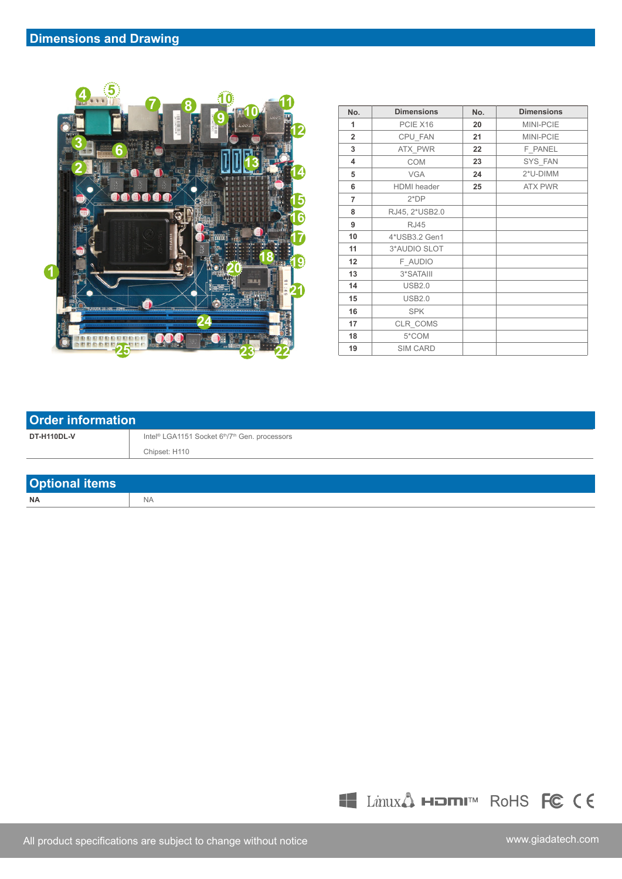## Dimensions and Drawing

| No. | Dimensions | No. | Dimensions |
|---|---|---|---|
| 1 | PCIE X16 | 20 | MINI-PCIE |
| 2 | CPU_FAN | 21 | MINI-PCIE |
| 3 | ATX_PWR | 22 | F_PANEL |
| 4 | COM | 23 | SYS_FAN |
| 5 | VGA | 24 | 2*U-DIMM |
| 6 | HDMI header | 25 | ATX PWR |
| 7 | 2*DP | | |
| 8 | RJ45, 2*USB2.0 | | |
| 9 | RJ45 | | |
| 10 | 4*USB3.2 Gen1 | | |
| 11 | 3*AUDIO SLOT | | |
| 12 | F_AUDIO | | |
| 13 | 3*SATAIII | | |
| 14 | USB2.0 | | |
| 15 | USB2.0 | | |
| 16 | SPK | | |
| 17 | CLR_COMS | | |
| 18 | 5*COM | | |
| 19 | SIM CARD | | |

## Order information

| | |
|---|---|
| **DT-H110DL-V** | Intel® LGA1151 Socket 6th/7th Gen. processors<br>Chipset: H110 |

## Optional items

| | |
|---|---|
| **NA** | NA |

Linux HDMI™ RoHS FC CE

All product specifications are subject to change without notice

www.giadatech.com